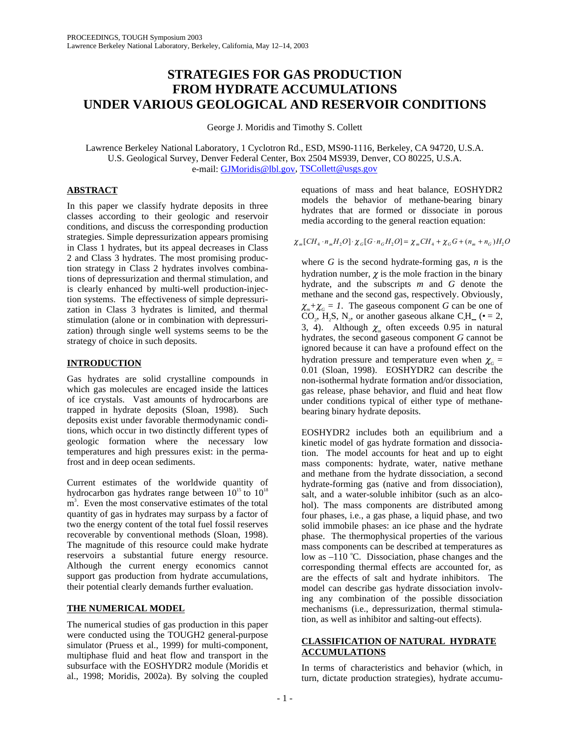# STRATEGIES FOR GAS PRODUCTION FROM HYDRATE ACCUMULATIONS UNDER VARIOUS GEOLOGICAL AND RESERVOIR CONDITIONS

George J. Moridis and Timothy S. Collett

Lawrence Berkeley National Laboratory, 1 Cyclotron Rd., ESD, MS90-1116, Berkeley, CA 94720, U.S.A.
U.S. Geological Survey, Denver Federal Center, Box 2504 MS939, Denver, CO 80225, U.S.A.
e-mail: GJMoridis@lbl.gov, TSCollett@usgs.gov

## ABSTRACT

In this paper we classify hydrate deposits in three classes according to their geologic and reservoir conditions, and discuss the corresponding production strategies. Simple depressurization appears promising in Class 1 hydrates, but its appeal decreases in Class 2 and Class 3 hydrates. The most promising production strategy in Class 2 hydrates involves combinations of depressurization and thermal stimulation, and is clearly enhanced by multi-well production-injection systems. The effectiveness of simple depressurization in Class 3 hydrates is limited, and thermal stimulation (alone or in combination with depressurization) through single well systems seems to be the strategy of choice in such deposits.

## INTRODUCTION

Gas hydrates are solid crystalline compounds in which gas molecules are encaged inside the lattices of ice crystals. Vast amounts of hydrocarbons are trapped in hydrate deposits (Sloan, 1998). Such deposits exist under favorable thermodynamic conditions, which occur in two distinctly different types of geologic formation where the necessary low temperatures and high pressures exist: in the permafrost and in deep ocean sediments.

Current estimates of the worldwide quantity of hydrocarbon gas hydrates range between $10^{15}$ to $10^{18}$ $m^3$. Even the most conservative estimates of the total quantity of gas in hydrates may surpass by a factor of two the energy content of the total fuel fossil reserves recoverable by conventional methods (Sloan, 1998). The magnitude of this resource could make hydrate reservoirs a substantial future energy resource. Although the current energy economics cannot support gas production from hydrate accumulations, their potential clearly demands further evaluation.

## THE NUMERICAL MODEL

The numerical studies of gas production in this paper were conducted using the TOUGH2 general-purpose simulator (Pruess et al., 1999) for multi-component, multiphase fluid and heat flow and transport in the subsurface with the EOSHYDR2 module (Moridis et al., 1998; Moridis, 2002a). By solving the coupled equations of mass and heat balance, EOSHYDR2 models the behavior of methane-bearing binary hydrates that are formed or dissociate in porous media according to the general reaction equation:

$$\chi_m[CH_4 \cdot n_m H_2O] \cdot \chi_G[G \cdot n_G H_2O] = \chi_m CH_4 + \chi_G G + (n_m + n_G)H_2O$$

where $G$ is the second hydrate-forming gas, $n$ is the hydration number, $\chi$ is the mole fraction in the binary hydrate, and the subscripts $m$ and $G$ denote the methane and the second gas, respectively. Obviously, $\chi_m + \chi_G = 1$. The gaseous component $G$ can be one of $CO_2$, $H_2S$, $N_2$, or another gaseous alkane $C_\bullet H_{\bullet\bullet}$ ($\bullet = 2$, 3, 4). Although $\chi_m$ often exceeds 0.95 in natural hydrates, the second gaseous component $G$ cannot be ignored because it can have a profound effect on the hydration pressure and temperature even when $\chi_G = 0.01$ (Sloan, 1998). EOSHYDR2 can describe the non-isothermal hydrate formation and/or dissociation, gas release, phase behavior, and fluid and heat flow under conditions typical of either type of methane-bearing binary hydrate deposits.

EOSHYDR2 includes both an equilibrium and a kinetic model of gas hydrate formation and dissociation. The model accounts for heat and up to eight mass components: hydrate, water, native methane and methane from the hydrate dissociation, a second hydrate-forming gas (native and from dissociation), salt, and a water-soluble inhibitor (such as an alcohol). The mass components are distributed among four phases, i.e., a gas phase, a liquid phase, and two solid immobile phases: an ice phase and the hydrate phase. The thermophysical properties of the various mass components can be described at temperatures as low as –110 °C. Dissociation, phase changes and the corresponding thermal effects are accounted for, as are the effects of salt and hydrate inhibitors. The model can describe gas hydrate dissociation involving any combination of the possible dissociation mechanisms (i.e., depressurization, thermal stimulation, as well as inhibitor and salting-out effects).

## CLASSIFICATION OF NATURAL HYDRATE ACCUMULATIONS

In terms of characteristics and behavior (which, in turn, dictate production strategies), hydrate accumu-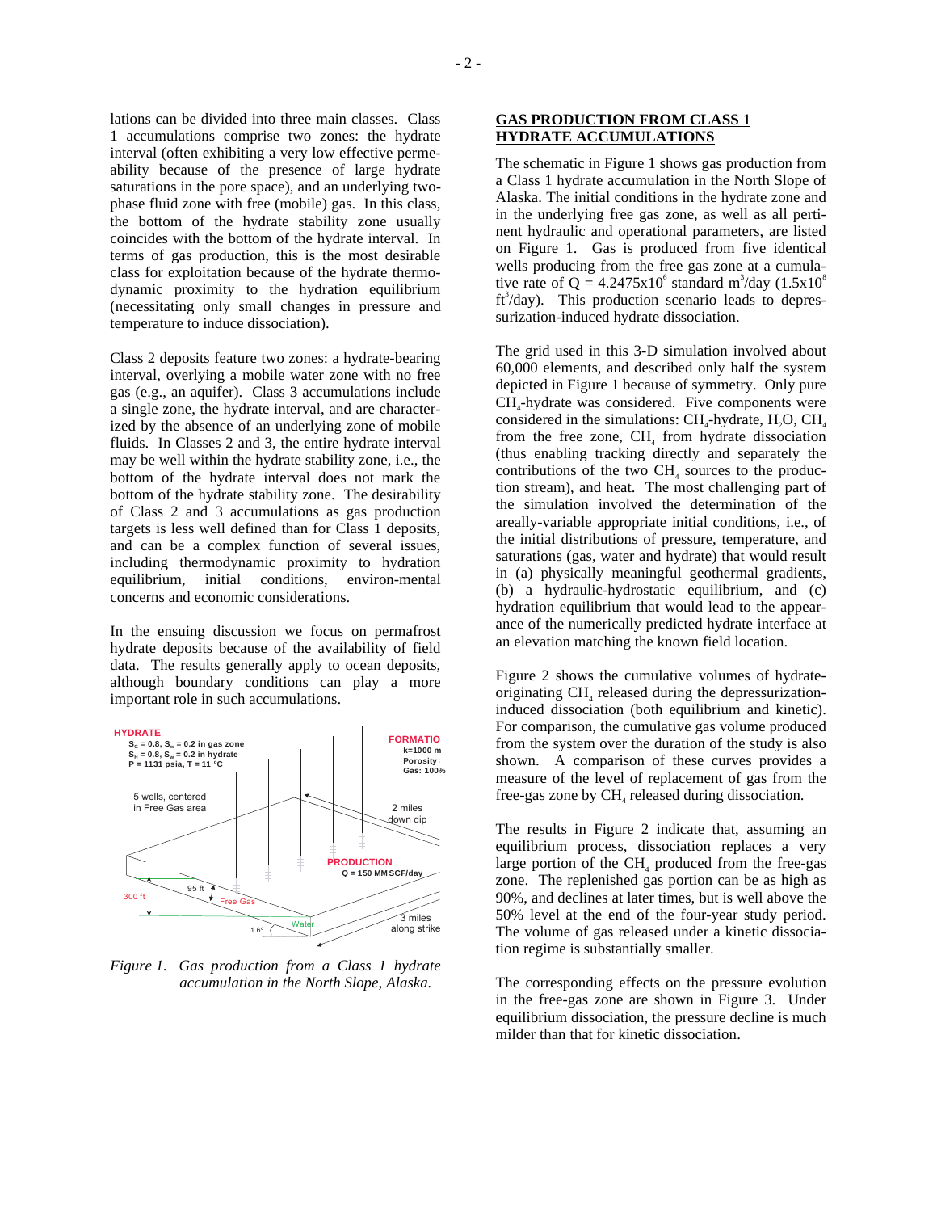lations can be divided into three main classes. Class 1 accumulations comprise two zones: the hydrate interval (often exhibiting a very low effective permeability because of the presence of large hydrate saturations in the pore space), and an underlying two-phase fluid zone with free (mobile) gas. In this class, the bottom of the hydrate stability zone usually coincides with the bottom of the hydrate interval. In terms of gas production, this is the most desirable class for exploitation because of the hydrate thermodynamic proximity to the hydration equilibrium (necessitating only small changes in pressure and temperature to induce dissociation).

Class 2 deposits feature two zones: a hydrate-bearing interval, overlying a mobile water zone with no free gas (e.g., an aquifer). Class 3 accumulations include a single zone, the hydrate interval, and are characterized by the absence of an underlying zone of mobile fluids. In Classes 2 and 3, the entire hydrate interval may be well within the hydrate stability zone, i.e., the bottom of the hydrate interval does not mark the bottom of the hydrate stability zone. The desirability of Class 2 and 3 accumulations as gas production targets is less well defined than for Class 1 deposits, and can be a complex function of several issues, including thermodynamic proximity to hydration equilibrium, initial conditions, environ-mental concerns and economic considerations.

In the ensuing discussion we focus on permafrost hydrate deposits because of the availability of field data. The results generally apply to ocean deposits, although boundary conditions can play a more important role in such accumulations.

*Figure 1. Gas production from a Class 1 hydrate accumulation in the North Slope, Alaska.*

## GAS PRODUCTION FROM CLASS 1 HYDRATE ACCUMULATIONS

The schematic in Figure 1 shows gas production from a Class 1 hydrate accumulation in the North Slope of Alaska. The initial conditions in the hydrate zone and in the underlying free gas zone, as well as all pertinent hydraulic and operational parameters, are listed on Figure 1. Gas is produced from five identical wells producing from the free gas zone at a cumulative rate of Q = $4.2475 \times 10^6$ standard m$^3$/day ($1.5 \times 10^8$ ft$^3$/day). This production scenario leads to depressurization-induced hydrate dissociation.

The grid used in this 3-D simulation involved about 60,000 elements, and described only half the system depicted in Figure 1 because of symmetry. Only pure $CH_4$-hydrate was considered. Five components were considered in the simulations: $CH_4$-hydrate, $H_2O$, $CH_4$ from the free zone, $CH_4$ from hydrate dissociation (thus enabling tracking directly and separately the contributions of the two $CH_4$ sources to the production stream), and heat. The most challenging part of the simulation involved the determination of the areally-variable appropriate initial conditions, i.e., of the initial distributions of pressure, temperature, and saturations (gas, water and hydrate) that would result in (a) physically meaningful geothermal gradients, (b) a hydraulic-hydrostatic equilibrium, and (c) hydration equilibrium that would lead to the appearance of the numerically predicted hydrate interface at an elevation matching the known field location.

Figure 2 shows the cumulative volumes of hydrate-originating $CH_4$ released during the depressurization-induced dissociation (both equilibrium and kinetic). For comparison, the cumulative gas volume produced from the system over the duration of the study is also shown. A comparison of these curves provides a measure of the level of replacement of gas from the free-gas zone by $CH_4$ released during dissociation.

The results in Figure 2 indicate that, assuming an equilibrium process, dissociation replaces a very large portion of the $CH_4$ produced from the free-gas zone. The replenished gas portion can be as high as 90%, and declines at later times, but is well above the 50% level at the end of the four-year study period. The volume of gas released under a kinetic dissociation regime is substantially smaller.

The corresponding effects on the pressure evolution in the free-gas zone are shown in Figure 3. Under equilibrium dissociation, the pressure decline is much milder than that for kinetic dissociation.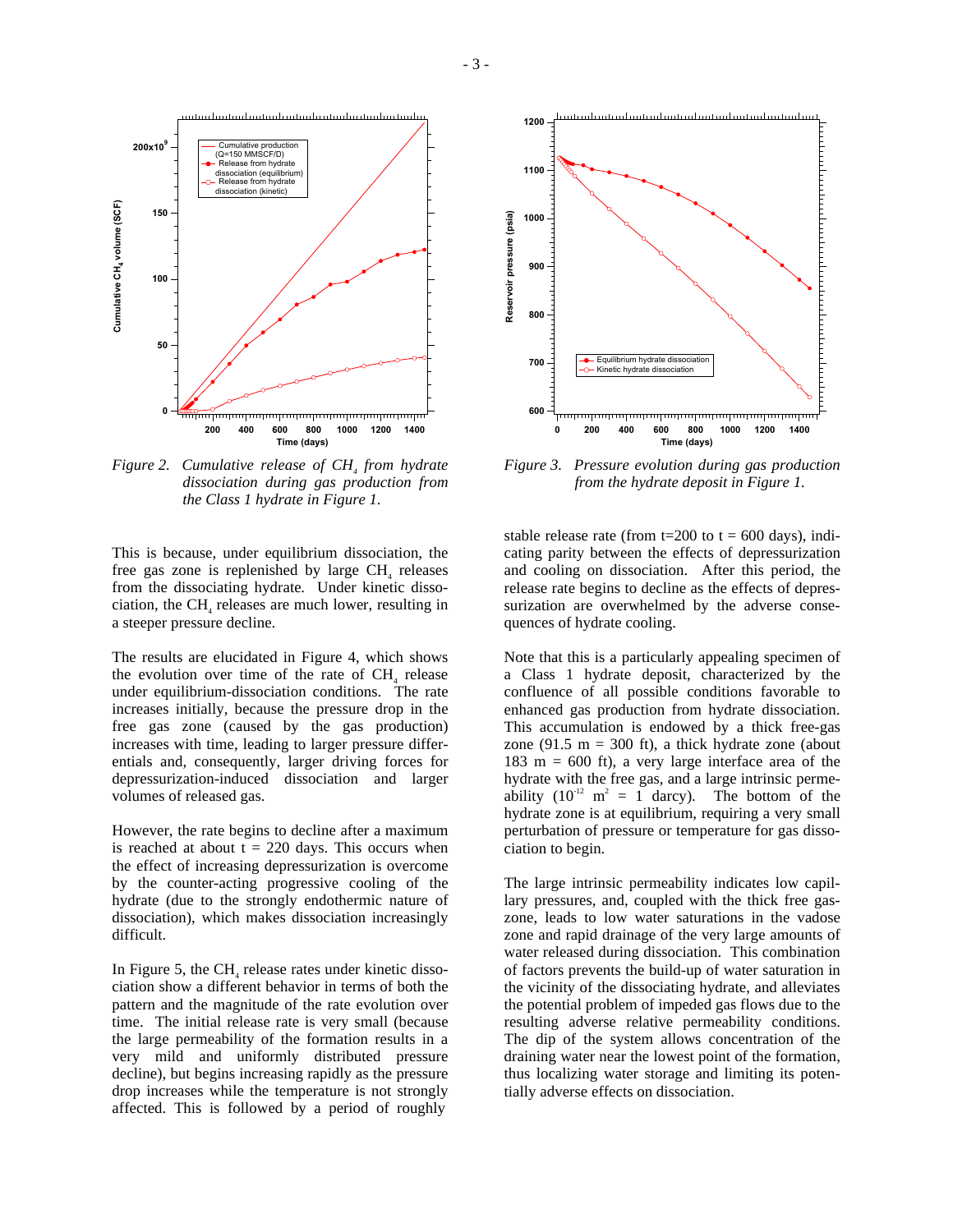*Figure 2. Cumulative release of $CH_4$ from hydrate dissociation during gas production from the Class 1 hydrate in Figure 1.*

*Figure 3. Pressure evolution during gas production from the hydrate deposit in Figure 1.*

This is because, under equilibrium dissociation, the free gas zone is replenished by large $CH_4$ releases from the dissociating hydrate. Under kinetic dissociation, the $CH_4$ releases are much lower, resulting in a steeper pressure decline.

The results are elucidated in Figure 4, which shows the evolution over time of the rate of $CH_4$ release under equilibrium-dissociation conditions. The rate increases initially, because the pressure drop in the free gas zone (caused by the gas production) increases with time, leading to larger pressure differentials and, consequently, larger driving forces for depressurization-induced dissociation and larger volumes of released gas.

However, the rate begins to decline after a maximum is reached at about t = 220 days. This occurs when the effect of increasing depressurization is overcome by the counter-acting progressive cooling of the hydrate (due to the strongly endothermic nature of dissociation), which makes dissociation increasingly difficult.

In Figure 5, the $CH_4$ release rates under kinetic dissociation show a different behavior in terms of both the pattern and the magnitude of the rate evolution over time. The initial release rate is very small (because the large permeability of the formation results in a very mild and uniformly distributed pressure decline), but begins increasing rapidly as the pressure drop increases while the temperature is not strongly affected. This is followed by a period of roughly stable release rate (from t=200 to t = 600 days), indicating parity between the effects of depressurization and cooling on dissociation. After this period, the release rate begins to decline as the effects of depressurization are overwhelmed by the adverse consequences of hydrate cooling.

Note that this is a particularly appealing specimen of a Class 1 hydrate deposit, characterized by the confluence of all possible conditions favorable to enhanced gas production from hydrate dissociation. This accumulation is endowed by a thick free-gas zone (91.5 m = 300 ft), a thick hydrate zone (about 183 m = 600 ft), a very large interface area of the hydrate with the free gas, and a large intrinsic permeability ($10^{-12}$ $m^2$ = 1 darcy). The bottom of the hydrate zone is at equilibrium, requiring a very small perturbation of pressure or temperature for gas dissociation to begin.

The large intrinsic permeability indicates low capillary pressures, and, coupled with the thick free gas-zone, leads to low water saturations in the vadose zone and rapid drainage of the very large amounts of water released during dissociation. This combination of factors prevents the build-up of water saturation in the vicinity of the dissociating hydrate, and alleviates the potential problem of impeded gas flows due to the resulting adverse relative permeability conditions. The dip of the system allows concentration of the draining water near the lowest point of the formation, thus localizing water storage and limiting its potentially adverse effects on dissociation.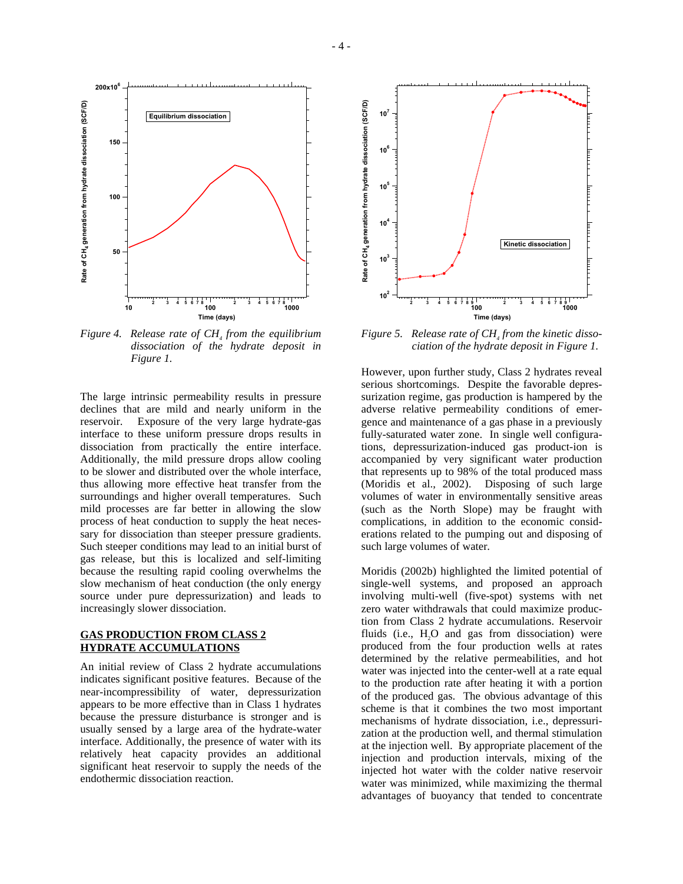*Figure 4. Release rate of $CH_4$ from the equilibrium dissociation of the hydrate deposit in Figure 1.*

*Figure 5. Release rate of $CH_4$ from the kinetic dissociation of the hydrate deposit in Figure 1.*

The large intrinsic permeability results in pressure declines that are mild and nearly uniform in the reservoir. Exposure of the very large hydrate-gas interface to these uniform pressure drops results in dissociation from practically the entire interface. Additionally, the mild pressure drops allow cooling to be slower and distributed over the whole interface, thus allowing more effective heat transfer from the surroundings and higher overall temperatures. Such mild processes are far better in allowing the slow process of heat conduction to supply the heat necessary for dissociation than steeper pressure gradients. Such steeper conditions may lead to an initial burst of gas release, but this is localized and self-limiting because the resulting rapid cooling overwhelms the slow mechanism of heat conduction (the only energy source under pure depressurization) and leads to increasingly slower dissociation.

## GAS PRODUCTION FROM CLASS 2 HYDRATE ACCUMULATIONS

An initial review of Class 2 hydrate accumulations indicates significant positive features. Because of the near-incompressibility of water, depressurization appears to be more effective than in Class 1 hydrates because the pressure disturbance is stronger and is usually sensed by a large area of the hydrate-water interface. Additionally, the presence of water with its relatively heat capacity provides an additional significant heat reservoir to supply the needs of the endothermic dissociation reaction.

However, upon further study, Class 2 hydrates reveal serious shortcomings. Despite the favorable depressurization regime, gas production is hampered by the adverse relative permeability conditions of emergence and maintenance of a gas phase in a previously fully-saturated water zone. In single well configurations, depressurization-induced gas product-ion is accompanied by very significant water production that represents up to 98% of the total produced mass (Moridis et al., 2002). Disposing of such large volumes of water in environmentally sensitive areas (such as the North Slope) may be fraught with complications, in addition to the economic considerations related to the pumping out and disposing of such large volumes of water.

Moridis (2002b) highlighted the limited potential of single-well systems, and proposed an approach involving multi-well (five-spot) systems with net zero water withdrawals that could maximize production from Class 2 hydrate accumulations. Reservoir fluids (i.e., $H_2O$ and gas from dissociation) were produced from the four production wells at rates determined by the relative permeabilities, and hot water was injected into the center-well at a rate equal to the production rate after heating it with a portion of the produced gas. The obvious advantage of this scheme is that it combines the two most important mechanisms of hydrate dissociation, i.e., depressurization at the production well, and thermal stimulation at the injection well. By appropriate placement of the injection and production intervals, mixing of the injected hot water with the colder native reservoir water was minimized, while maximizing the thermal advantages of buoyancy that tended to concentrate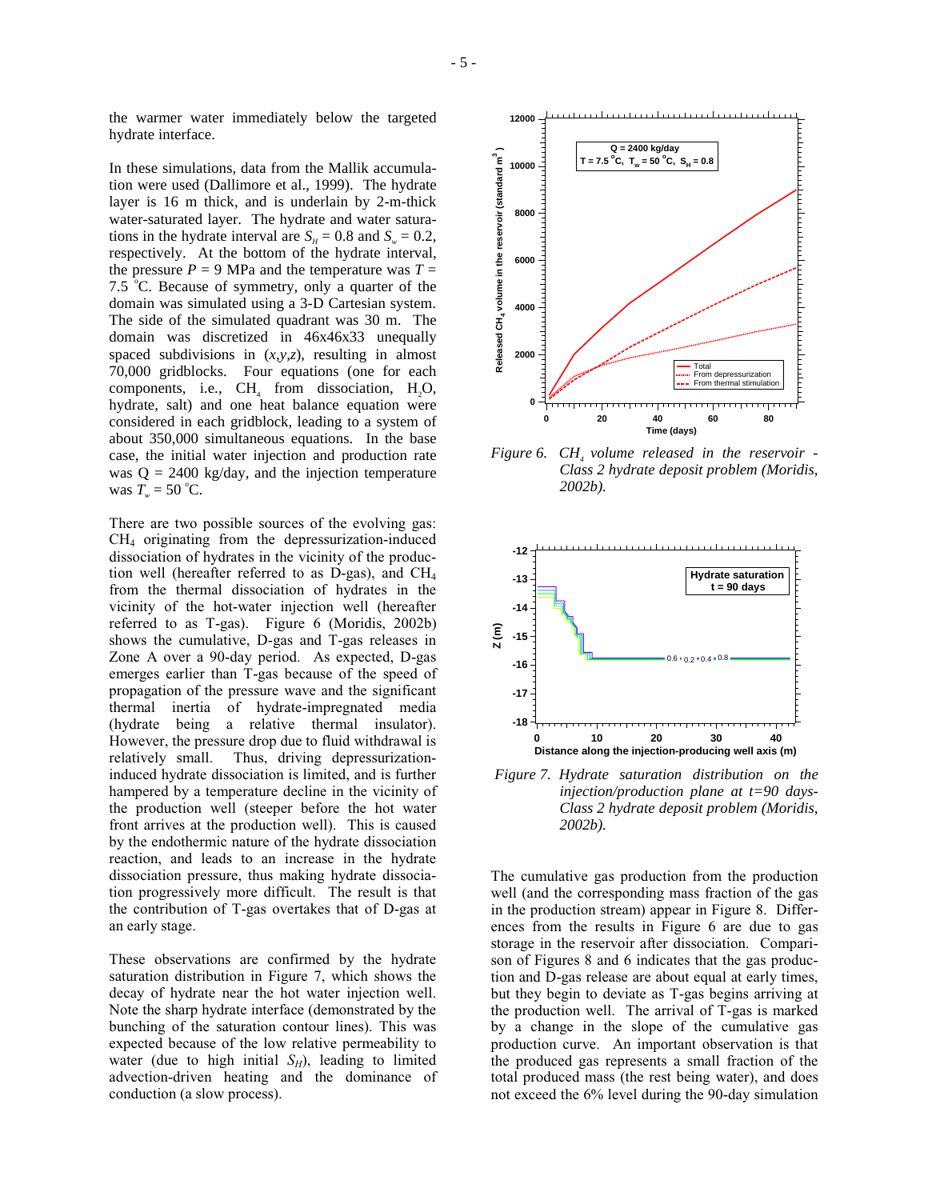the warmer water immediately below the targeted hydrate interface.

In these simulations, data from the Mallik accumulation were used (Dallimore et al., 1999). The hydrate layer is 16 m thick, and is underlain by 2-m-thick water-saturated layer. The hydrate and water saturations in the hydrate interval are $S_H = 0.8$ and $S_w = 0.2$, respectively. At the bottom of the hydrate interval, the pressure $P = 9$ MPa and the temperature was $T = 7.5\ ^{\circ}C$. Because of symmetry, only a quarter of the domain was simulated using a 3-D Cartesian system. The side of the simulated quadrant was 30 m. The domain was discretized in 46x46x33 unequally spaced subdivisions in $(x,y,z)$, resulting in almost 70,000 gridblocks. Four equations (one for each components, i.e., $CH_4$ from dissociation, $H_2O$, hydrate, salt) and one heat balance equation were considered in each gridblock, leading to a system of about 350,000 simultaneous equations. In the base case, the initial water injection and production rate was Q = 2400 kg/day, and the injection temperature was $T_w = 50\ ^{\circ}C$.

There are two possible sources of the evolving gas: $CH_4$ originating from the depressurization-induced dissociation of hydrates in the vicinity of the production well (hereafter referred to as D-gas), and $CH_4$ from the thermal dissociation of hydrates in the vicinity of the hot-water injection well (hereafter referred to as T-gas). Figure 6 (Moridis, 2002b) shows the cumulative, D-gas and T-gas releases in Zone A over a 90-day period. As expected, D-gas emerges earlier than T-gas because of the speed of propagation of the pressure wave and the significant thermal inertia of hydrate-impregnated media (hydrate being a relative thermal insulator). However, the pressure drop due to fluid withdrawal is relatively small. Thus, driving depressurization-induced hydrate dissociation is limited, and is further hampered by a temperature decline in the vicinity of the production well (steeper before the hot water front arrives at the production well). This is caused by the endothermic nature of the hydrate dissociation reaction, and leads to an increase in the hydrate dissociation pressure, thus making hydrate dissociation progressively more difficult. The result is that the contribution of T-gas overtakes that of D-gas at an early stage.

These observations are confirmed by the hydrate saturation distribution in Figure 7, which shows the decay of hydrate near the hot water injection well. Note the sharp hydrate interface (demonstrated by the bunching of the saturation contour lines). This was expected because of the low relative permeability to water (due to high initial $S_H$), leading to limited advection-driven heating and the dominance of conduction (a slow process).

*Figure 6. $CH_4$ volume released in the reservoir - Class 2 hydrate deposit problem (Moridis, 2002b).*

*Figure 7. Hydrate saturation distribution on the injection/production plane at t=90 days- Class 2 hydrate deposit problem (Moridis, 2002b).*

The cumulative gas production from the production well (and the corresponding mass fraction of the gas in the production stream) appear in Figure 8. Differences from the results in Figure 6 are due to gas storage in the reservoir after dissociation. Comparison of Figures 8 and 6 indicates that the gas production and D-gas release are about equal at early times, but they begin to deviate as T-gas begins arriving at the production well. The arrival of T-gas is marked by a change in the slope of the cumulative gas production curve. An important observation is that the produced gas represents a small fraction of the total produced mass (the rest being water), and does not exceed the 6% level during the 90-day simulation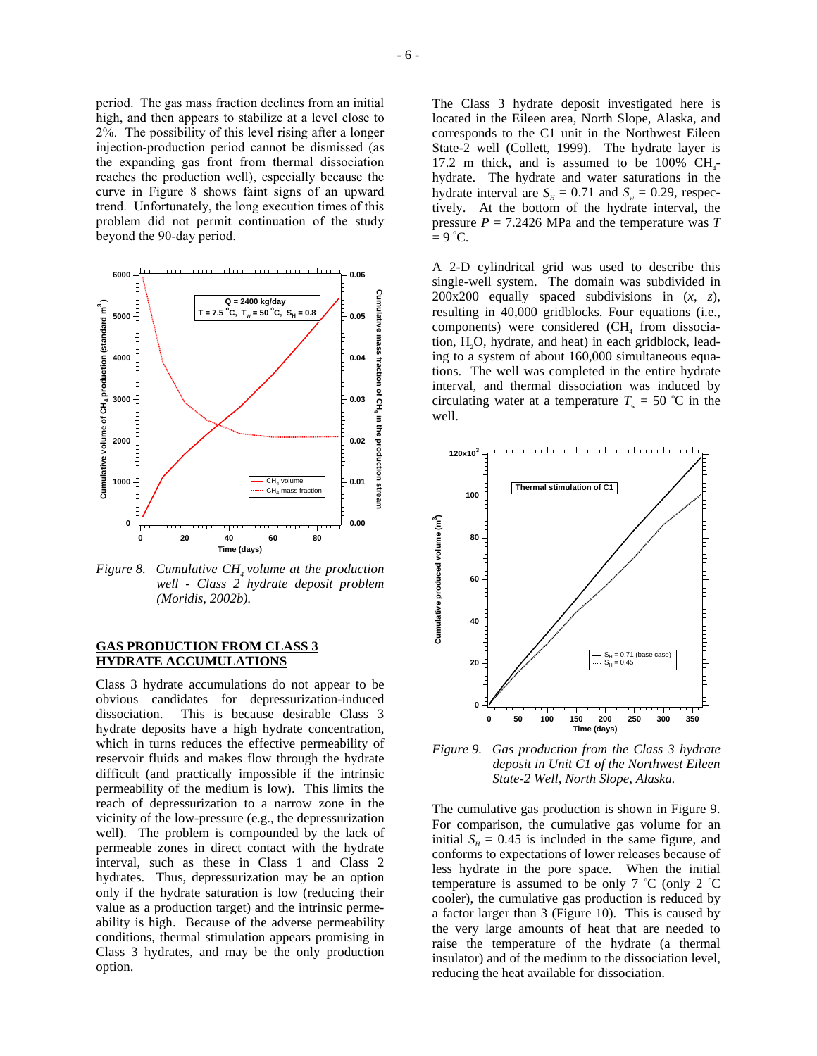period. The gas mass fraction declines from an initial high, and then appears to stabilize at a level close to 2%. The possibility of this level rising after a longer injection-production period cannot be dismissed (as the expanding gas front from thermal dissociation reaches the production well), especially because the curve in Figure 8 shows faint signs of an upward trend. Unfortunately, the long execution times of this problem did not permit continuation of the study beyond the 90-day period.

*Figure 8. Cumulative $CH_4$ volume at the production well - Class 2 hydrate deposit problem (Moridis, 2002b).*

## GAS PRODUCTION FROM CLASS 3 HYDRATE ACCUMULATIONS

Class 3 hydrate accumulations do not appear to be obvious candidates for depressurization-induced dissociation. This is because desirable Class 3 hydrate deposits have a high hydrate concentration, which in turns reduces the effective permeability of reservoir fluids and makes flow through the hydrate difficult (and practically impossible if the intrinsic permeability of the medium is low). This limits the reach of depressurization to a narrow zone in the vicinity of the low-pressure (e.g., the depressurization well). The problem is compounded by the lack of permeable zones in direct contact with the hydrate interval, such as these in Class 1 and Class 2 hydrates. Thus, depressurization may be an option only if the hydrate saturation is low (reducing their value as a production target) and the intrinsic permeability is high. Because of the adverse permeability conditions, thermal stimulation appears promising in Class 3 hydrates, and may be the only production option.

The Class 3 hydrate deposit investigated here is located in the Eileen area, North Slope, Alaska, and corresponds to the C1 unit in the Northwest Eileen State-2 well (Collett, 1999). The hydrate layer is 17.2 m thick, and is assumed to be 100% $CH_4$-hydrate. The hydrate and water saturations in the hydrate interval are $S_H$ = 0.71 and $S_w$ = 0.29, respectively. At the bottom of the hydrate interval, the pressure $P$ = 7.2426 MPa and the temperature was $T$ = 9 °C.

A 2-D cylindrical grid was used to describe this single-well system. The domain was subdivided in 200x200 equally spaced subdivisions in ($x$, $z$), resulting in 40,000 gridblocks. Four equations (i.e., components) were considered ($CH_4$ from dissociation, $H_2O$, hydrate, and heat) in each gridblock, leading to a system of about 160,000 simultaneous equations. The well was completed in the entire hydrate interval, and thermal dissociation was induced by circulating water at a temperature $T_w$ = 50 °C in the well.

*Figure 9. Gas production from the Class 3 hydrate deposit in Unit C1 of the Northwest Eileen State-2 Well, North Slope, Alaska.*

The cumulative gas production is shown in Figure 9. For comparison, the cumulative gas volume for an initial $S_H$ = 0.45 is included in the same figure, and conforms to expectations of lower releases because of less hydrate in the pore space. When the initial temperature is assumed to be only 7 °C (only 2 °C cooler), the cumulative gas production is reduced by a factor larger than 3 (Figure 10). This is caused by the very large amounts of heat that are needed to raise the temperature of the hydrate (a thermal insulator) and of the medium to the dissociation level, reducing the heat available for dissociation.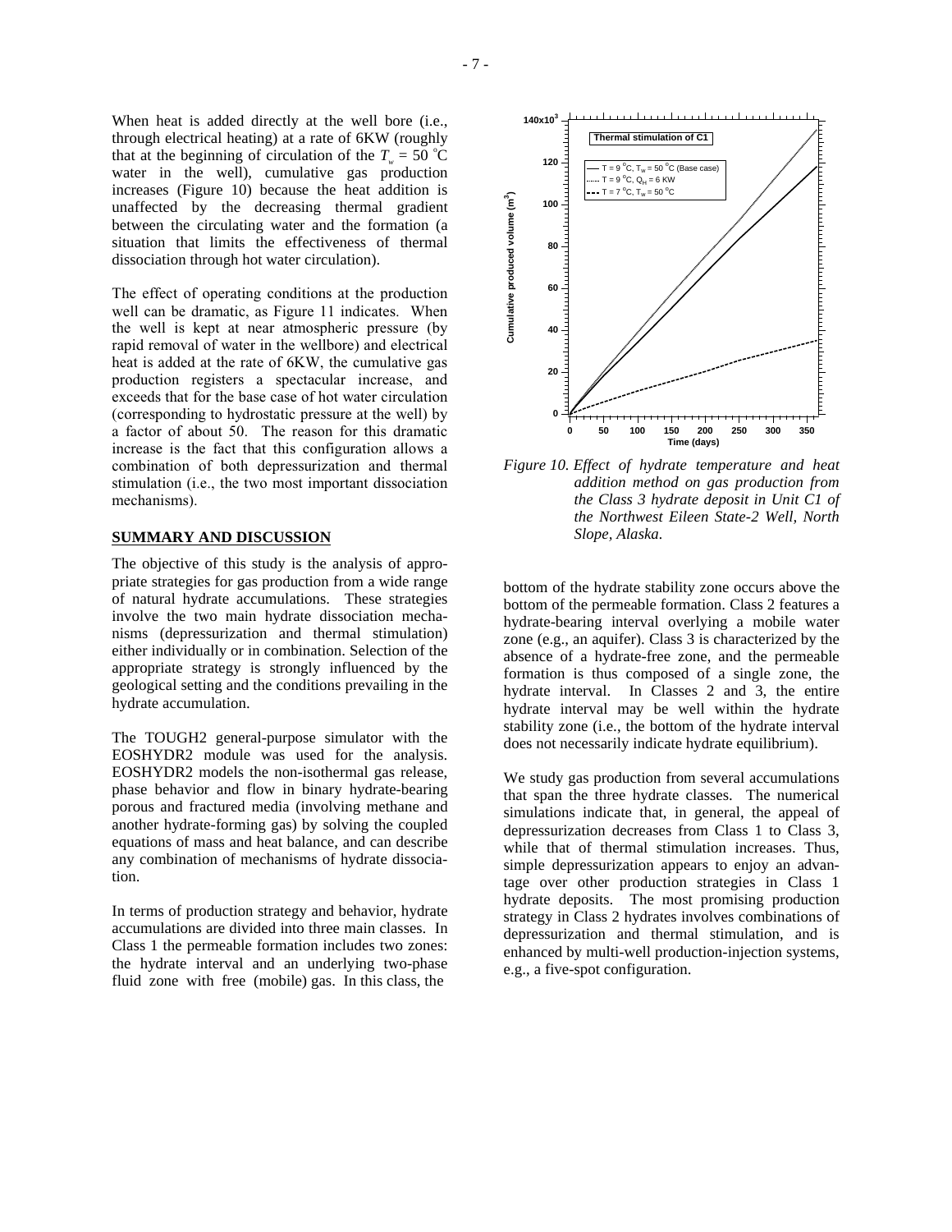When heat is added directly at the well bore (i.e., through electrical heating) at a rate of 6KW (roughly that at the beginning of circulation of the $T_w = 50\ ^\circ C$ water in the well), cumulative gas production increases (Figure 10) because the heat addition is unaffected by the decreasing thermal gradient between the circulating water and the formation (a situation that limits the effectiveness of thermal dissociation through hot water circulation).

The effect of operating conditions at the production well can be dramatic, as Figure 11 indicates. When the well is kept at near atmospheric pressure (by rapid removal of water in the wellbore) and electrical heat is added at the rate of 6KW, the cumulative gas production registers a spectacular increase, and exceeds that for the base case of hot water circulation (corresponding to hydrostatic pressure at the well) by a factor of about 50. The reason for this dramatic increase is the fact that this configuration allows a combination of both depressurization and thermal stimulation (i.e., the two most important dissociation mechanisms).

*Figure 10. Effect of hydrate temperature and heat addition method on gas production from the Class 3 hydrate deposit in Unit C1 of the Northwest Eileen State-2 Well, North Slope, Alaska.*

## SUMMARY AND DISCUSSION

The objective of this study is the analysis of appropriate strategies for gas production from a wide range of natural hydrate accumulations. These strategies involve the two main hydrate dissociation mechanisms (depressurization and thermal stimulation) either individually or in combination. Selection of the appropriate strategy is strongly influenced by the geological setting and the conditions prevailing in the hydrate accumulation.

The TOUGH2 general-purpose simulator with the EOSHYDR2 module was used for the analysis. EOSHYDR2 models the non-isothermal gas release, phase behavior and flow in binary hydrate-bearing porous and fractured media (involving methane and another hydrate-forming gas) by solving the coupled equations of mass and heat balance, and can describe any combination of mechanisms of hydrate dissociation.

In terms of production strategy and behavior, hydrate accumulations are divided into three main classes. In Class 1 the permeable formation includes two zones: the hydrate interval and an underlying two-phase fluid zone with free (mobile) gas. In this class, the bottom of the hydrate stability zone occurs above the bottom of the permeable formation. Class 2 features a hydrate-bearing interval overlying a mobile water zone (e.g., an aquifer). Class 3 is characterized by the absence of a hydrate-free zone, and the permeable formation is thus composed of a single zone, the hydrate interval. In Classes 2 and 3, the entire hydrate interval may be well within the hydrate stability zone (i.e., the bottom of the hydrate interval does not necessarily indicate hydrate equilibrium).

We study gas production from several accumulations that span the three hydrate classes. The numerical simulations indicate that, in general, the appeal of depressurization decreases from Class 1 to Class 3, while that of thermal stimulation increases. Thus, simple depressurization appears to enjoy an advantage over other production strategies in Class 1 hydrate deposits. The most promising production strategy in Class 2 hydrates involves combinations of depressurization and thermal stimulation, and is enhanced by multi-well production-injection systems, e.g., a five-spot configuration.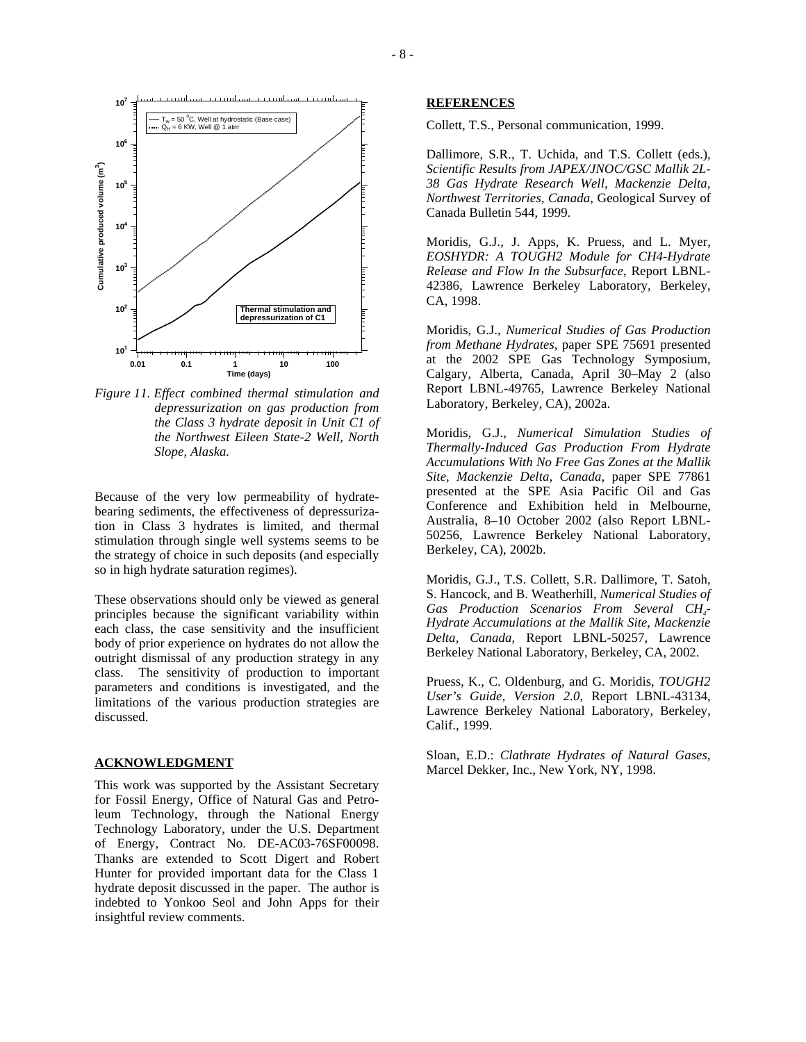$10^7$
$10^6$
$10^5$
$10^4$
$10^3$
$10^2$
$10^1$
Cumulative produced volume ($m^3$)
0.01
0.1
1
10
100
Time (days)
$T_w$ = 50 °C, Well at hydrostatic (Base case)
$Q_H$ = 6 KW, Well @ 1 atm
Thermal stimulation and depressurization of C1

*Figure 11. Effect combined thermal stimulation and depressurization on gas production from the Class 3 hydrate deposit in Unit C1 of the Northwest Eileen State-2 Well, North Slope, Alaska.*

Because of the very low permeability of hydrate-bearing sediments, the effectiveness of depressurization in Class 3 hydrates is limited, and thermal stimulation through single well systems seems to be the strategy of choice in such deposits (and especially so in high hydrate saturation regimes).

These observations should only be viewed as general principles because the significant variability within each class, the case sensitivity and the insufficient body of prior experience on hydrates do not allow the outright dismissal of any production strategy in any class. The sensitivity of production to important parameters and conditions is investigated, and the limitations of the various production strategies are discussed.

## ACKNOWLEDGMENT

This work was supported by the Assistant Secretary for Fossil Energy, Office of Natural Gas and Petroleum Technology, through the National Energy Technology Laboratory, under the U.S. Department of Energy, Contract No. DE-AC03-76SF00098. Thanks are extended to Scott Digert and Robert Hunter for provided important data for the Class 1 hydrate deposit discussed in the paper. The author is indebted to Yonkoo Seol and John Apps for their insightful review comments.

## REFERENCES

Collett, T.S., Personal communication, 1999.

Dallimore, S.R., T. Uchida, and T.S. Collett (eds.), *Scientific Results from JAPEX/JNOC/GSC Mallik 2L-38 Gas Hydrate Research Well, Mackenzie Delta, Northwest Territories, Canada*, Geological Survey of Canada Bulletin 544, 1999.

Moridis, G.J., J. Apps, K. Pruess, and L. Myer, *EOSHYDR: A TOUGH2 Module for CH4-Hydrate Release and Flow In the Subsurface*, Report LBNL-42386, Lawrence Berkeley Laboratory, Berkeley, CA, 1998.

Moridis, G.J., *Numerical Studies of Gas Production from Methane Hydrates*, paper SPE 75691 presented at the 2002 SPE Gas Technology Symposium, Calgary, Alberta, Canada, April 30–May 2 (also Report LBNL-49765, Lawrence Berkeley National Laboratory, Berkeley, CA), 2002a.

Moridis, G.J., *Numerical Simulation Studies of Thermally-Induced Gas Production From Hydrate Accumulations With No Free Gas Zones at the Mallik Site, Mackenzie Delta, Canada*, paper SPE 77861 presented at the SPE Asia Pacific Oil and Gas Conference and Exhibition held in Melbourne, Australia, 8–10 October 2002 (also Report LBNL-50256, Lawrence Berkeley National Laboratory, Berkeley, CA), 2002b.

Moridis, G.J., T.S. Collett, S.R. Dallimore, T. Satoh, S. Hancock, and B. Weatherhill, *Numerical Studies of Gas Production Scenarios From Several $CH_4$-Hydrate Accumulations at the Mallik Site, Mackenzie Delta, Canada*, Report LBNL-50257, Lawrence Berkeley National Laboratory, Berkeley, CA, 2002.

Pruess, K., C. Oldenburg, and G. Moridis, *TOUGH2 User's Guide, Version 2.0*, Report LBNL-43134, Lawrence Berkeley National Laboratory, Berkeley, Calif., 1999.

Sloan, E.D.: *Clathrate Hydrates of Natural Gases*, Marcel Dekker, Inc., New York, NY, 1998.